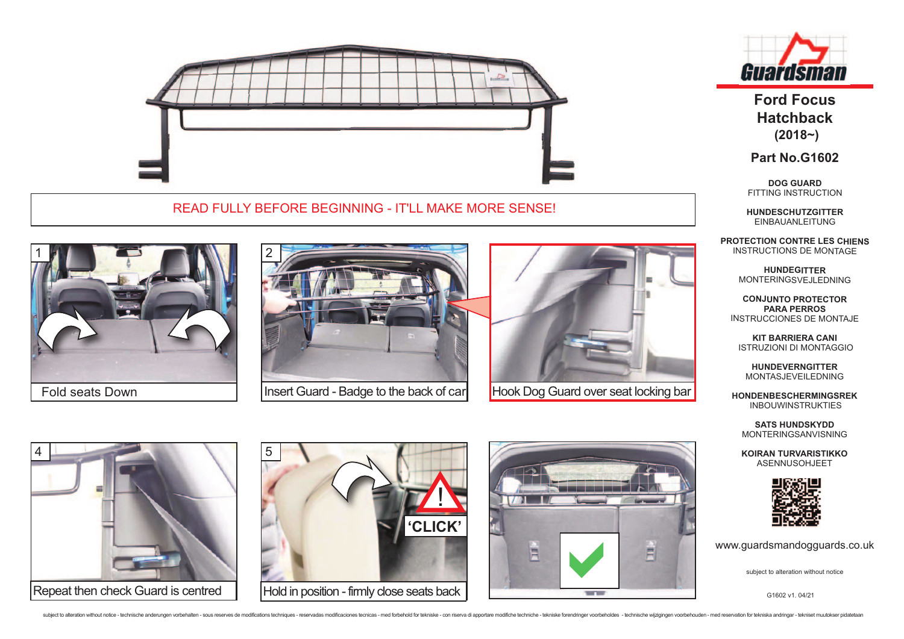# Guardsman

## Ford Focus Hatchback (2018~)

**Part No.G1602**

**DOG GUARD**
FITTING INSTRUCTION

**HUNDESCHUTZGITTER**
EINBAUANLEITUNG

**PROTECTION CONTRE LES CHIENS**
INSTRUCTIONS DE MONTAGE

**HUNDEGITTER**
MONTERINGSVEJLEDNING

**CONJUNTO PROTECTOR PARA PERROS**
INSTRUCCIONES DE MONTAJE

**KIT BARRIERA CANI**
ISTRUZIONI DI MONTAGGIO

**HUNDEVERNGITTER**
MONTASJEVEILEDNING

**HONDENBESCHERMINGSREK**
INBOUWINSTRUKTIES

**SATS HUNDSKYDD**
MONTERINGSANVISNING

**KOIRAN TURVARISTIKKO**
ASENNUSOHJEET

www.guardsmandogguards.co.uk

subject to alteration without notice

G1602 v1. 04/21

READ FULLY BEFORE BEGINNING - IT'LL MAKE MORE SENSE!

1. Fold seats Down
2. Insert Guard - Badge to the back of car
3. Hook Dog Guard over seat locking bar
4. Repeat then check Guard is centred
5. Hold in position - firmly close seats back ('CLICK')

subject to alteration without notice - technische anderungen vorbehalten - sous reserves de modifications techniques - reservadas modificaciones tecnicas - med forbehold for tekniske - con riserva di apportare modifiche techniche - tekniske forendringer voorbeholdes - technische wijzigingen voorbehouden - med reservation for tekniska andringar - tekniset muutokser pidatetaan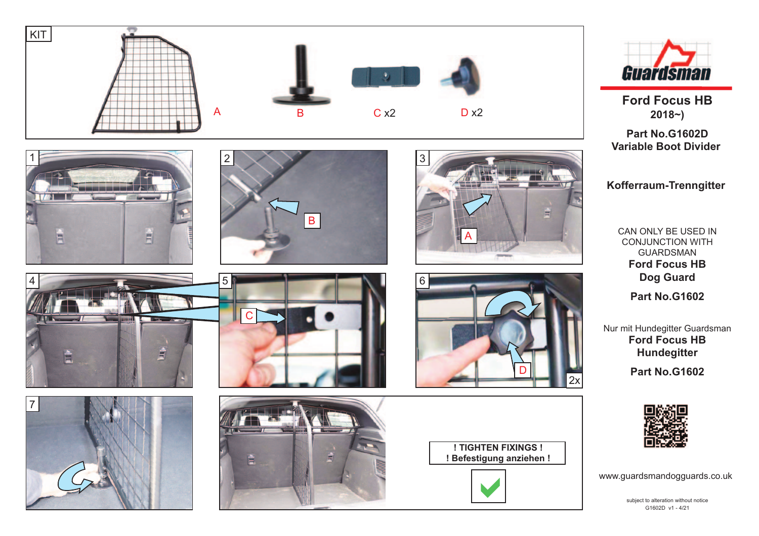KIT

A

B

C x2

D x2

1

2

B

3

A

4

5

C

6

D

2x

7

! TIGHTEN FIXINGS !
! Befestigung anziehen !

Guardsman

**Ford Focus HB**
**2018~)**

**Part No.G1602D**
**Variable Boot Divider**

**Kofferraum-Trenngitter**

CAN ONLY BE USED IN CONJUNCTION WITH GUARDSMAN
**Ford Focus HB**
**Dog Guard**

**Part No.G1602**

Nur mit Hundegitter Guardsman
**Ford Focus HB**
**Hundegitter**

**Part No.G1602**

www.guardsmandogguards.co.uk

subject to alteration without notice
G1602D v1 - 4/21